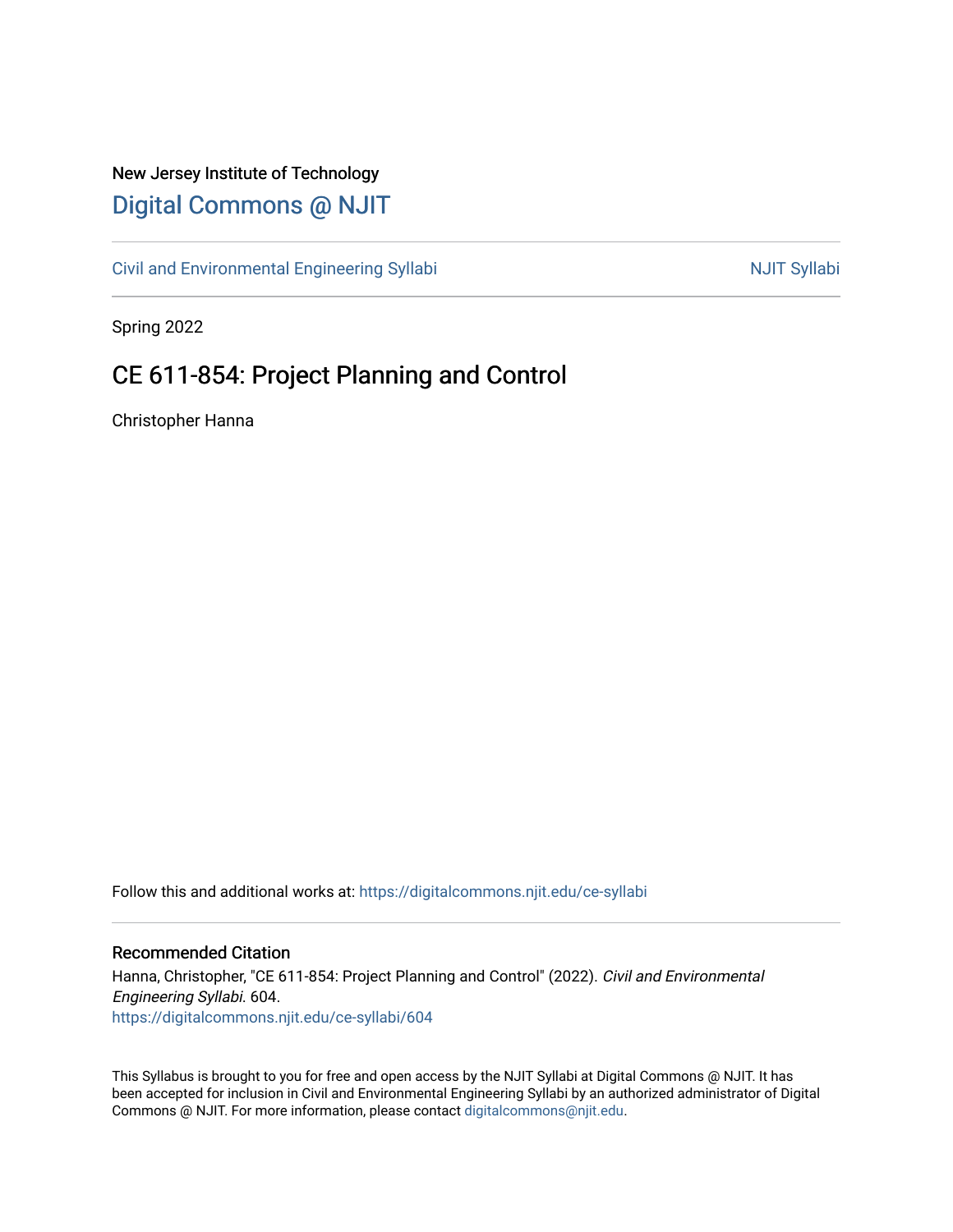New Jersey Institute of Technology

# Digital Commons @ NJIT

Civil and Environmental Engineering Syllabi | NJIT Syllabi

Spring 2022

## CE 611-854: Project Planning and Control

Christopher Hanna

Follow this and additional works at: https://digitalcommons.njit.edu/ce-syllabi

### Recommended Citation

Hanna, Christopher, "CE 611-854: Project Planning and Control" (2022). *Civil and Environmental Engineering Syllabi*. 604.
https://digitalcommons.njit.edu/ce-syllabi/604

This Syllabus is brought to you for free and open access by the NJIT Syllabi at Digital Commons @ NJIT. It has been accepted for inclusion in Civil and Environmental Engineering Syllabi by an authorized administrator of Digital Commons @ NJIT. For more information, please contact digitalcommons@njit.edu.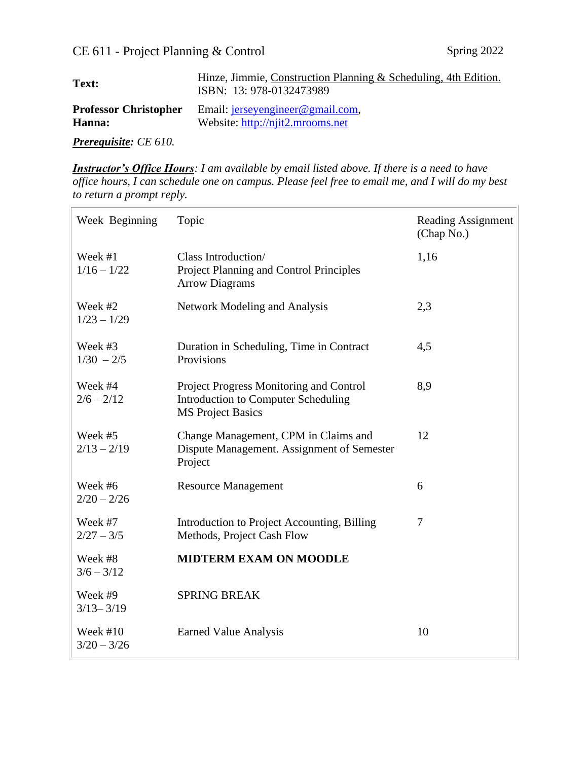CE 611 - Project Planning & Control    Spring 2022

| | |
|---|---|
| **Text:** | Hinze, Jimmie, Construction Planning & Scheduling, 4th Edition. ISBN: 13: 978-0132473989 |
| **Professor Christopher Hanna:** | Email: jerseyengineer@gmail.com, Website: http://njit2.mrooms.net |

***Prerequisite:*** *CE 610.*

***Instructor's Office Hours****: I am available by email listed above. If there is a need to have office hours, I can schedule one on campus. Please feel free to email me, and I will do my best to return a prompt reply.*

| Week Beginning | Topic | Reading Assignment (Chap No.) |
|---|---|---|
| Week #1 1/16 – 1/22 | Class Introduction/ Project Planning and Control Principles Arrow Diagrams | 1,16 |
| Week #2 1/23 – 1/29 | Network Modeling and Analysis | 2,3 |
| Week #3 1/30 – 2/5 | Duration in Scheduling, Time in Contract Provisions | 4,5 |
| Week #4 2/6 – 2/12 | Project Progress Monitoring and Control Introduction to Computer Scheduling MS Project Basics | 8,9 |
| Week #5 2/13 – 2/19 | Change Management, CPM in Claims and Dispute Management. Assignment of Semester Project | 12 |
| Week #6 2/20 – 2/26 | Resource Management | 6 |
| Week #7 2/27 – 3/5 | Introduction to Project Accounting, Billing Methods, Project Cash Flow | 7 |
| Week #8 3/6 – 3/12 | **MIDTERM EXAM ON MOODLE** | |
| Week #9 3/13– 3/19 | SPRING BREAK | |
| Week #10 3/20 – 3/26 | Earned Value Analysis | 10 |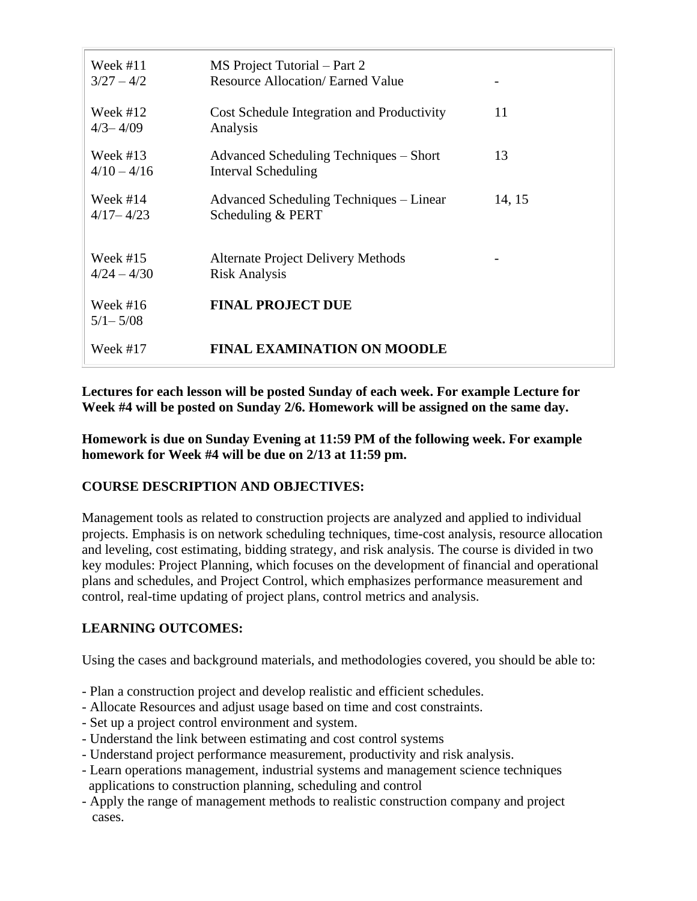| | | |
|---|---|---|
| Week #11<br>3/27 – 4/2 | MS Project Tutorial – Part 2<br>Resource Allocation/ Earned Value | - |
| Week #12<br>4/3– 4/09 | Cost Schedule Integration and Productivity Analysis | 11 |
| Week #13<br>4/10 – 4/16 | Advanced Scheduling Techniques – Short Interval Scheduling | 13 |
| Week #14<br>4/17– 4/23 | Advanced Scheduling Techniques – Linear Scheduling & PERT | 14, 15 |
| Week #15<br>4/24 – 4/30 | Alternate Project Delivery Methods<br>Risk Analysis | - |
| Week #16<br>5/1– 5/08 | **FINAL PROJECT DUE** | |
| Week #17 | **FINAL EXAMINATION ON MOODLE** | |

**Lectures for each lesson will be posted Sunday of each week. For example Lecture for Week #4 will be posted on Sunday 2/6. Homework will be assigned on the same day.**

**Homework is due on Sunday Evening at 11:59 PM of the following week. For example homework for Week #4 will be due on 2/13 at 11:59 pm.**

## COURSE DESCRIPTION AND OBJECTIVES:

Management tools as related to construction projects are analyzed and applied to individual projects. Emphasis is on network scheduling techniques, time-cost analysis, resource allocation and leveling, cost estimating, bidding strategy, and risk analysis. The course is divided in two key modules: Project Planning, which focuses on the development of financial and operational plans and schedules, and Project Control, which emphasizes performance measurement and control, real-time updating of project plans, control metrics and analysis.

## LEARNING OUTCOMES:

Using the cases and background materials, and methodologies covered, you should be able to:

- Plan a construction project and develop realistic and efficient schedules.
- Allocate Resources and adjust usage based on time and cost constraints.
- Set up a project control environment and system.
- Understand the link between estimating and cost control systems
- Understand project performance measurement, productivity and risk analysis.
- Learn operations management, industrial systems and management science techniques applications to construction planning, scheduling and control
- Apply the range of management methods to realistic construction company and project cases.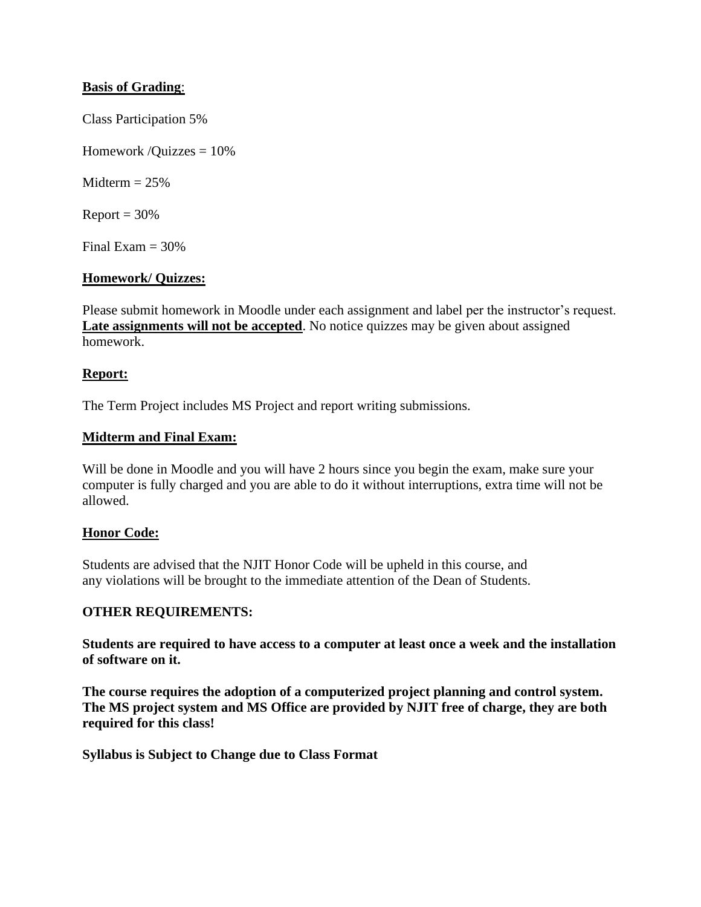**<u>Basis of Grading</u>**:

Class Participation 5%

Homework /Quizzes = 10%

Midterm = 25%

Report = 30%

Final Exam = 30%

**<u>Homework/ Quizzes:</u>**

Please submit homework in Moodle under each assignment and label per the instructor's request. **<u>Late assignments will not be accepted</u>**. No notice quizzes may be given about assigned homework.

**<u>Report:</u>**

The Term Project includes MS Project and report writing submissions.

**<u>Midterm and Final Exam:</u>**

Will be done in Moodle and you will have 2 hours since you begin the exam, make sure your computer is fully charged and you are able to do it without interruptions, extra time will not be allowed.

**<u>Honor Code:</u>**

Students are advised that the NJIT Honor Code will be upheld in this course, and any violations will be brought to the immediate attention of the Dean of Students.

**OTHER REQUIREMENTS:**

**Students are required to have access to a computer at least once a week and the installation of software on it.**

**The course requires the adoption of a computerized project planning and control system. The MS project system and MS Office are provided by NJIT free of charge, they are both required for this class!**

**Syllabus is Subject to Change due to Class Format**